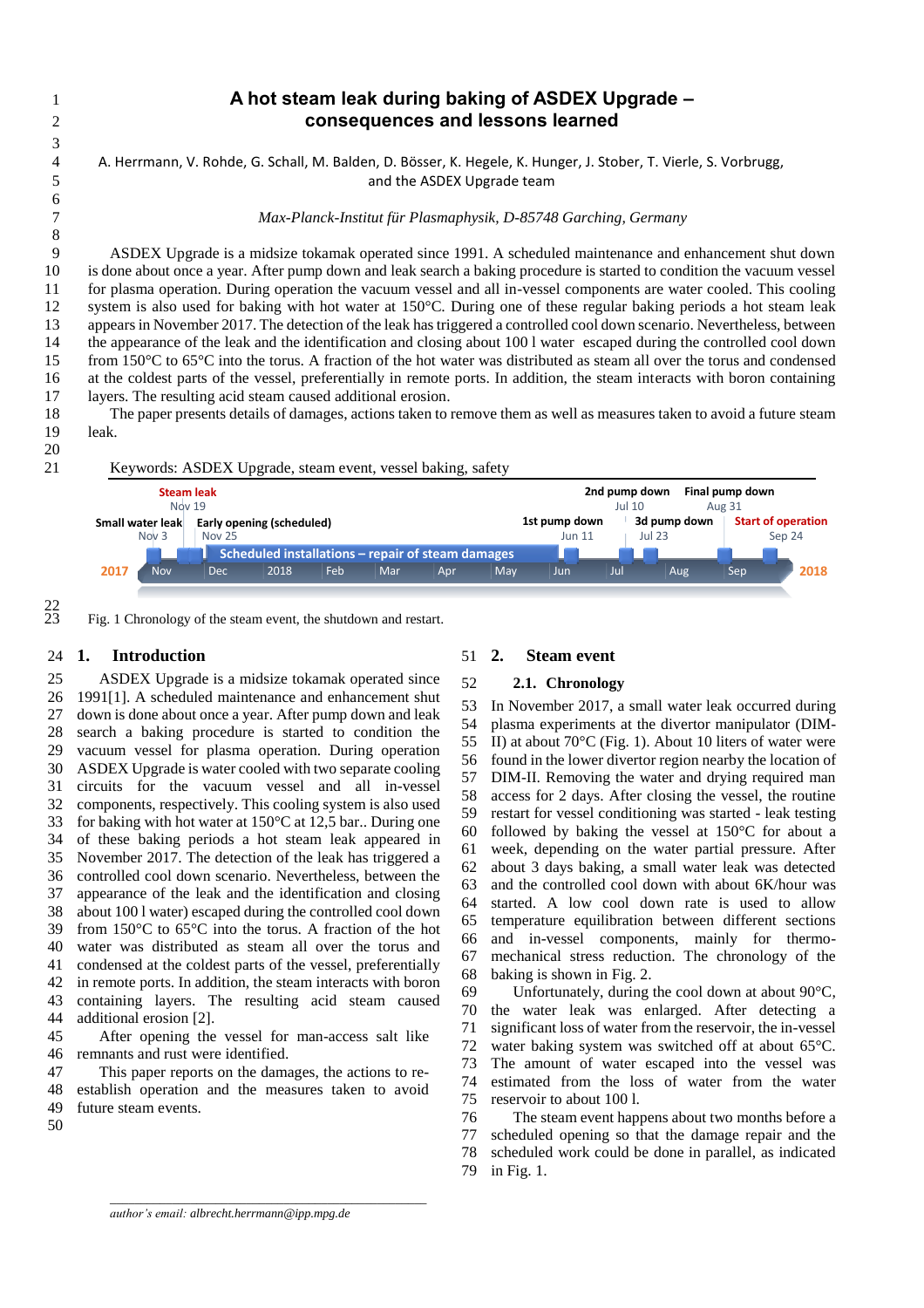# A hot steam leak during baking of ASDEX Upgrade – consequences and lessons learned

A. Herrmann, V. Rohde, G. Schall, M. Balden, D. Bösser, K. Hegele, K. Hunger, J. Stober, T. Vierle, S. Vorbrugg, and the ASDEX Upgrade team

*Max-Planck-Institut für Plasmaphysik, D-85748 Garching, Germany*

ASDEX Upgrade is a midsize tokamak operated since 1991. A scheduled maintenance and enhancement shut down is done about once a year. After pump down and leak search a baking procedure is started to condition the vacuum vessel for plasma operation. During operation the vacuum vessel and all in-vessel components are water cooled. This cooling system is also used for baking with hot water at 150°C. During one of these regular baking periods a hot steam leak appears in November 2017. The detection of the leak has triggered a controlled cool down scenario. Nevertheless, between the appearance of the leak and the identification and closing about 100 l water escaped during the controlled cool down from 150°C to 65°C into the torus. A fraction of the hot water was distributed as steam all over the torus and condensed at the coldest parts of the vessel, preferentially in remote ports. In addition, the steam interacts with boron containing layers. The resulting acid steam caused additional erosion.

The paper presents details of damages, actions taken to remove them as well as measures taken to avoid a future steam leak.

Keywords: ASDEX Upgrade, steam event, vessel baking, safety

Fig. 1 Chronology of the steam event, the shutdown and restart.

## 1. Introduction

ASDEX Upgrade is a midsize tokamak operated since 1991[1]. A scheduled maintenance and enhancement shut down is done about once a year. After pump down and leak search a baking procedure is started to condition the vacuum vessel for plasma operation. During operation ASDEX Upgrade is water cooled with two separate cooling circuits for the vacuum vessel and all in-vessel components, respectively. This cooling system is also used for baking with hot water at 150°C at 12,5 bar.. During one of these baking periods a hot steam leak appeared in November 2017. The detection of the leak has triggered a controlled cool down scenario. Nevertheless, between the appearance of the leak and the identification and closing about 100 l water) escaped during the controlled cool down from 150°C to 65°C into the torus. A fraction of the hot water was distributed as steam all over the torus and condensed at the coldest parts of the vessel, preferentially in remote ports. In addition, the steam interacts with boron containing layers. The resulting acid steam caused additional erosion [2].

After opening the vessel for man-access salt like remnants and rust were identified.

This paper reports on the damages, the actions to re-establish operation and the measures taken to avoid future steam events.

## 2. Steam event

### 2.1. Chronology

In November 2017, a small water leak occurred during plasma experiments at the divertor manipulator (DIM-II) at about 70°C (Fig. 1). About 10 liters of water were found in the lower divertor region nearby the location of DIM-II. Removing the water and drying required man access for 2 days. After closing the vessel, the routine restart for vessel conditioning was started - leak testing followed by baking the vessel at 150°C for about a week, depending on the water partial pressure. After about 3 days baking, a small water leak was detected and the controlled cool down with about 6K/hour was started. A low cool down rate is used to allow temperature equilibration between different sections and in-vessel components, mainly for thermo-mechanical stress reduction. The chronology of the baking is shown in Fig. 2.

Unfortunately, during the cool down at about 90°C, the water leak was enlarged. After detecting a significant loss of water from the reservoir, the in-vessel water baking system was switched off at about 65°C. The amount of water escaped into the vessel was estimated from the loss of water from the water reservoir to about 100 l.

The steam event happens about two months before a scheduled opening so that the damage repair and the scheduled work could be done in parallel, as indicated in Fig. 1.

*author's email: albrecht.herrmann@ipp.mpg.de*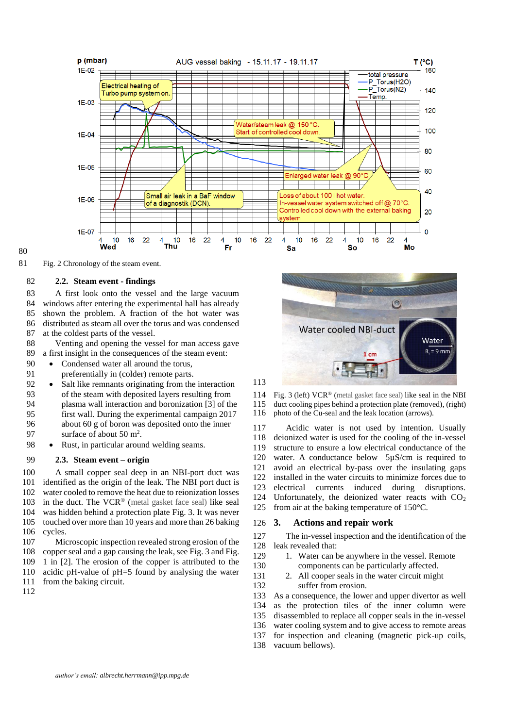Fig. 2 Chronology of the steam event.

### 2.2. Steam event - findings

A first look onto the vessel and the large vacuum windows after entering the experimental hall has already shown the problem. A fraction of the hot water was distributed as steam all over the torus and was condensed at the coldest parts of the vessel.

Venting and opening the vessel for man access gave a first insight in the consequences of the steam event:

- Condensed water all around the torus, preferentially in (colder) remote parts.
- Salt like remnants originating from the interaction of the steam with deposited layers resulting from plasma wall interaction and boronization [3] of the first wall. During the experimental campaign 2017 about 60 g of boron was deposited onto the inner surface of about 50 m$^2$.
- Rust, in particular around welding seams.

### 2.3. Steam event – origin

A small copper seal deep in an NBI-port duct was identified as the origin of the leak. The NBI port duct is water cooled to remove the heat due to reionization losses in the duct. The VCR® (metal gasket face seal) like seal was hidden behind a protection plate Fig. 3. It was never touched over more than 10 years and more than 26 baking cycles.

Microscopic inspection revealed strong erosion of the copper seal and a gap causing the leak, see Fig. 3 and Fig. 1 in [2]. The erosion of the copper is attributed to the acidic pH-value of pH=5 found by analysing the water from the baking circuit.

Fig. 3 (left) VCR® (metal gasket face seal) like seal in the NBI duct cooling pipes behind a protection plate (removed), (right) photo of the Cu-seal and the leak location (arrows).

Acidic water is not used by intention. Usually deionized water is used for the cooling of the in-vessel structure to ensure a low electrical conductance of the water. A conductance below 5µS/cm is required to avoid an electrical by-pass over the insulating gaps installed in the water circuits to minimize forces due to electrical currents induced during disruptions. Unfortunately, the deionized water reacts with $CO_2$ from air at the baking temperature of 150°C.

## 3. Actions and repair work

The in-vessel inspection and the identification of the leak revealed that:

1. Water can be anywhere in the vessel. Remote components can be particularly affected.
2. All cooper seals in the water circuit might suffer from erosion.

As a consequence, the lower and upper divertor as well as the protection tiles of the inner column were disassembled to replace all copper seals in the in-vessel water cooling system and to give access to remote areas for inspection and cleaning (magnetic pick-up coils, vacuum bellows).

*author's email: albrecht.herrmann@ipp.mpg.de*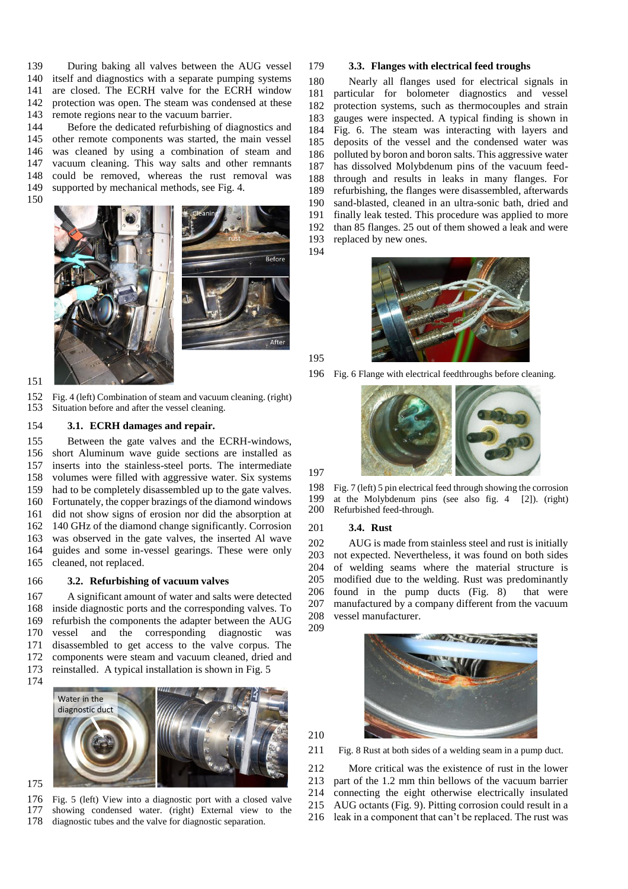During baking all valves between the AUG vessel itself and diagnostics with a separate pumping systems are closed. The ECRH valve for the ECRH window protection was open. The steam was condensed at these remote regions near to the vacuum barrier.

Before the dedicated refurbishing of diagnostics and other remote components was started, the main vessel was cleaned by using a combination of steam and vacuum cleaning. This way salts and other remnants could be removed, whereas the rust removal was supported by mechanical methods, see Fig. 4.

Fig. 4 (left) Combination of steam and vacuum cleaning. (right) Situation before and after the vessel cleaning.

### 3.1. ECRH damages and repair.

Between the gate valves and the ECRH-windows, short Aluminum wave guide sections are installed as inserts into the stainless-steel ports. The intermediate volumes were filled with aggressive water. Six systems had to be completely disassembled up to the gate valves. Fortunately, the copper brazings of the diamond windows did not show signs of erosion nor did the absorption at 140 GHz of the diamond change significantly. Corrosion was observed in the gate valves, the inserted Al wave guides and some in-vessel gearings. These were only cleaned, not replaced.

### 3.2. Refurbishing of vacuum valves

A significant amount of water and salts were detected inside diagnostic ports and the corresponding valves. To refurbish the components the adapter between the AUG vessel and the corresponding diagnostic was disassembled to get access to the valve corpus. The components were steam and vacuum cleaned, dried and reinstalled. A typical installation is shown in Fig. 5

Fig. 5 (left) View into a diagnostic port with a closed valve showing condensed water. (right) External view to the diagnostic tubes and the valve for diagnostic separation.

### 3.3. Flanges with electrical feed troughs

Nearly all flanges used for electrical signals in particular for bolometer diagnostics and vessel protection systems, such as thermocouples and strain gauges were inspected. A typical finding is shown in Fig. 6. The steam was interacting with layers and deposits of the vessel and the condensed water was polluted by boron and boron salts. This aggressive water has dissolved Molybdenum pins of the vacuum feed-through and results in leaks in many flanges. For refurbishing, the flanges were disassembled, afterwards sand-blasted, cleaned in an ultra-sonic bath, dried and finally leak tested. This procedure was applied to more than 85 flanges. 25 out of them showed a leak and were replaced by new ones.

Fig. 6 Flange with electrical feedthroughs before cleaning.

Fig. 7 (left) 5 pin electrical feed through showing the corrosion at the Molybdenum pins (see also fig. 4 [2]). (right) Refurbished feed-through.

### 3.4. Rust

AUG is made from stainless steel and rust is initially not expected. Nevertheless, it was found on both sides of welding seams where the material structure is modified due to the welding. Rust was predominantly found in the pump ducts (Fig. 8) that were manufactured by a company different from the vacuum vessel manufacturer.

Fig. 8 Rust at both sides of a welding seam in a pump duct.

More critical was the existence of rust in the lower part of the 1.2 mm thin bellows of the vacuum barrier connecting the eight otherwise electrically insulated AUG octants (Fig. 9). Pitting corrosion could result in a leak in a component that can't be replaced. The rust was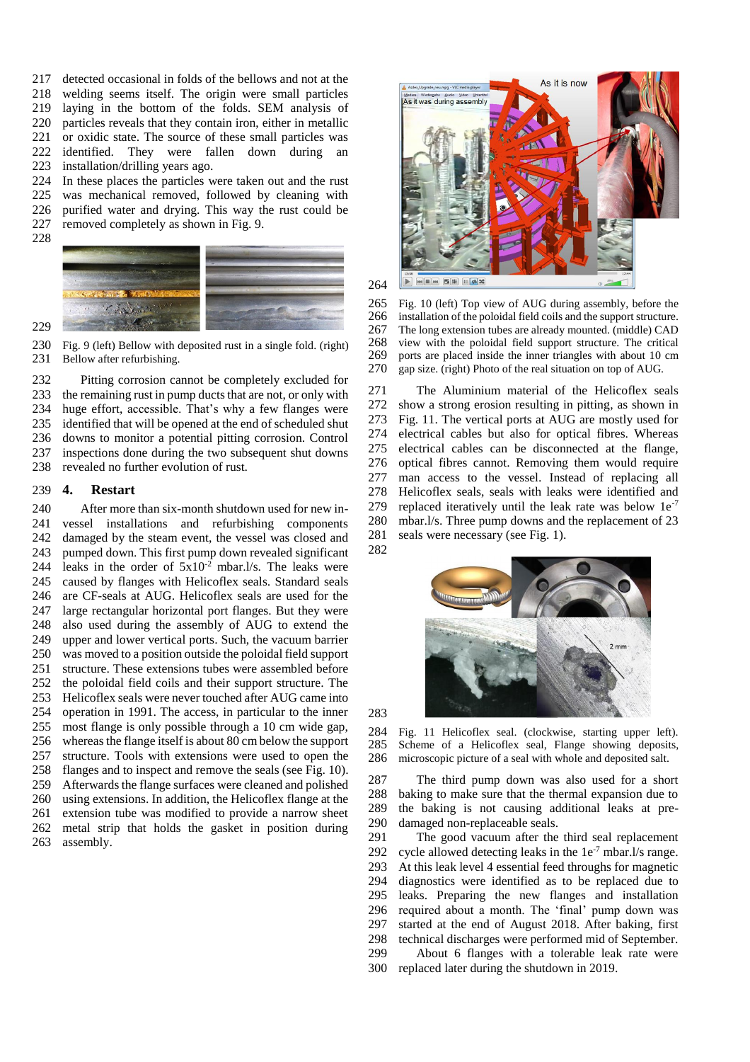detected occasional in folds of the bellows and not at the welding seems itself. The origin were small particles laying in the bottom of the folds. SEM analysis of particles reveals that they contain iron, either in metallic or oxidic state. The source of these small particles was identified. They were fallen down during an installation/drilling years ago.

In these places the particles were taken out and the rust was mechanical removed, followed by cleaning with purified water and drying. This way the rust could be removed completely as shown in Fig. 9.

Fig. 9 (left) Bellow with deposited rust in a single fold. (right) Bellow after refurbishing.

Pitting corrosion cannot be completely excluded for the remaining rust in pump ducts that are not, or only with huge effort, accessible. That's why a few flanges were identified that will be opened at the end of scheduled shut downs to monitor a potential pitting corrosion. Control inspections done during the two subsequent shut downs revealed no further evolution of rust.

## 4. Restart

After more than six-month shutdown used for new in-vessel installations and refurbishing components damaged by the steam event, the vessel was closed and pumped down. This first pump down revealed significant leaks in the order of $5x10^{-2}$ mbar.l/s. The leaks were caused by flanges with Helicoflex seals. Standard seals are CF-seals at AUG. Helicoflex seals are used for the large rectangular horizontal port flanges. But they were also used during the assembly of AUG to extend the upper and lower vertical ports. Such, the vacuum barrier was moved to a position outside the poloidal field support structure. These extensions tubes were assembled before the poloidal field coils and their support structure. The Helicoflex seals were never touched after AUG came into operation in 1991. The access, in particular to the inner most flange is only possible through a 10 cm wide gap, whereas the flange itself is about 80 cm below the support structure. Tools with extensions were used to open the flanges and to inspect and remove the seals (see Fig. 10). Afterwards the flange surfaces were cleaned and polished using extensions. In addition, the Helicoflex flange at the extension tube was modified to provide a narrow sheet metal strip that holds the gasket in position during assembly.

Fig. 10 (left) Top view of AUG during assembly, before the installation of the poloidal field coils and the support structure. The long extension tubes are already mounted. (middle) CAD view with the poloidal field support structure. The critical ports are placed inside the inner triangles with about 10 cm gap size. (right) Photo of the real situation on top of AUG.

The Aluminium material of the Helicoflex seals show a strong erosion resulting in pitting, as shown in Fig. 11. The vertical ports at AUG are mostly used for electrical cables but also for optical fibres. Whereas electrical cables can be disconnected at the flange, optical fibres cannot. Removing them would require man access to the vessel. Instead of replacing all Helicoflex seals, seals with leaks were identified and replaced iteratively until the leak rate was below $1e^{-7}$ mbar.l/s. Three pump downs and the replacement of 23 seals were necessary (see Fig. 1).

Fig. 11 Helicoflex seal. (clockwise, starting upper left). Scheme of a Helicoflex seal, Flange showing deposits, microscopic picture of a seal with whole and deposited salt.

The third pump down was also used for a short baking to make sure that the thermal expansion due to the baking is not causing additional leaks at pre-damaged non-replaceable seals.

The good vacuum after the third seal replacement cycle allowed detecting leaks in the $1e^{-7}$ mbar.l/s range. At this leak level 4 essential feed throughs for magnetic diagnostics were identified as to be replaced due to leaks. Preparing the new flanges and installation required about a month. The 'final' pump down was started at the end of August 2018. After baking, first technical discharges were performed mid of September.

About 6 flanges with a tolerable leak rate were replaced later during the shutdown in 2019.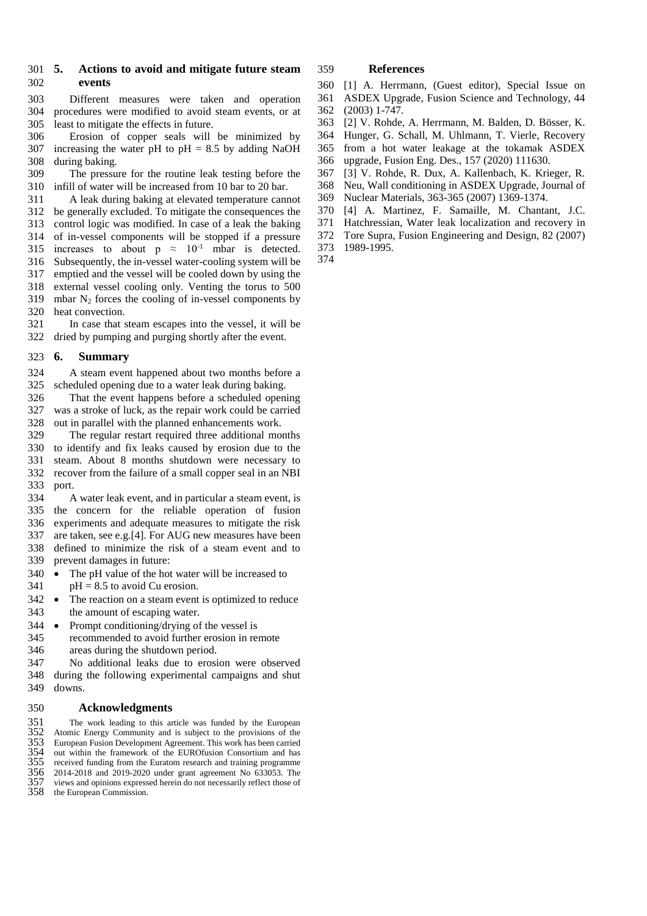## 5. Actions to avoid and mitigate future steam events

Different measures were taken and operation procedures were modified to avoid steam events, or at least to mitigate the effects in future.

Erosion of copper seals will be minimized by increasing the water pH to pH = 8.5 by adding NaOH during baking.

The pressure for the routine leak testing before the infill of water will be increased from 10 bar to 20 bar.

A leak during baking at elevated temperature cannot be generally excluded. To mitigate the consequences the control logic was modified. In case of a leak the baking of in-vessel components will be stopped if a pressure increases to about $p \approx 10^{-1}$ mbar is detected. Subsequently, the in-vessel water-cooling system will be emptied and the vessel will be cooled down by using the external vessel cooling only. Venting the torus to 500 mbar $N_2$ forces the cooling of in-vessel components by heat convection.

In case that steam escapes into the vessel, it will be dried by pumping and purging shortly after the event.

## 6. Summary

A steam event happened about two months before a scheduled opening due to a water leak during baking.

That the event happens before a scheduled opening was a stroke of luck, as the repair work could be carried out in parallel with the planned enhancements work.

The regular restart required three additional months to identify and fix leaks caused by erosion due to the steam. About 8 months shutdown were necessary to recover from the failure of a small copper seal in an NBI port.

A water leak event, and in particular a steam event, is the concern for the reliable operation of fusion experiments and adequate measures to mitigate the risk are taken, see e.g.[4]. For AUG new measures have been defined to minimize the risk of a steam event and to prevent damages in future:

- The pH value of the hot water will be increased to pH = 8.5 to avoid Cu erosion.
- The reaction on a steam event is optimized to reduce the amount of escaping water.
- Prompt conditioning/drying of the vessel is recommended to avoid further erosion in remote areas during the shutdown period.

No additional leaks due to erosion were observed during the following experimental campaigns and shut downs.

## Acknowledgments

The work leading to this article was funded by the European Atomic Energy Community and is subject to the provisions of the European Fusion Development Agreement. This work has been carried out within the framework of the EUROfusion Consortium and has received funding from the Euratom research and training programme 2014-2018 and 2019-2020 under grant agreement No 633053. The views and opinions expressed herein do not necessarily reflect those of the European Commission.

## References

[1] A. Herrmann, (Guest editor), Special Issue on ASDEX Upgrade, Fusion Science and Technology, 44 (2003) 1-747.

[2] V. Rohde, A. Herrmann, M. Balden, D. Bösser, K. Hunger, G. Schall, M. Uhlmann, T. Vierle, Recovery from a hot water leakage at the tokamak ASDEX upgrade, Fusion Eng. Des., 157 (2020) 111630.

[3] V. Rohde, R. Dux, A. Kallenbach, K. Krieger, R. Neu, Wall conditioning in ASDEX Upgrade, Journal of Nuclear Materials, 363-365 (2007) 1369-1374.

[4] A. Martinez, F. Samaille, M. Chantant, J.C. Hatchressian, Water leak localization and recovery in Tore Supra, Fusion Engineering and Design, 82 (2007) 1989-1995.